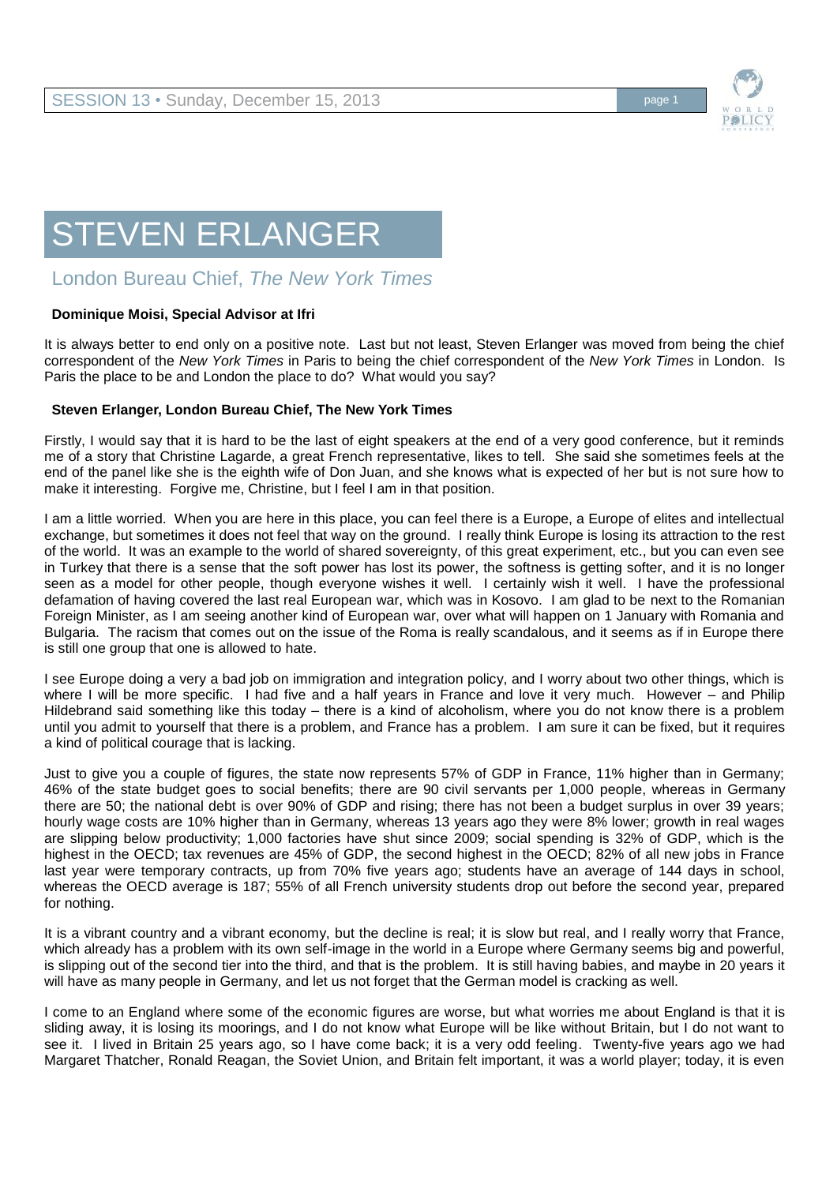# STEVEN ERLANGER

## London Bureau Chief, *The New York Times*

**Dominique Moisi, Special Advisor at Ifri**

It is always better to end only on a positive note. Last but not least, Steven Erlanger was moved from being the chief correspondent of the *New York Times* in Paris to being the chief correspondent of the *New York Times* in London. Is Paris the place to be and London the place to do? What would you say?

**Steven Erlanger, London Bureau Chief, The New York Times**

Firstly, I would say that it is hard to be the last of eight speakers at the end of a very good conference, but it reminds me of a story that Christine Lagarde, a great French representative, likes to tell. She said she sometimes feels at the end of the panel like she is the eighth wife of Don Juan, and she knows what is expected of her but is not sure how to make it interesting. Forgive me, Christine, but I feel I am in that position.

I am a little worried. When you are here in this place, you can feel there is a Europe, a Europe of elites and intellectual exchange, but sometimes it does not feel that way on the ground. I really think Europe is losing its attraction to the rest of the world. It was an example to the world of shared sovereignty, of this great experiment, etc., but you can even see in Turkey that there is a sense that the soft power has lost its power, the softness is getting softer, and it is no longer seen as a model for other people, though everyone wishes it well. I certainly wish it well. I have the professional defamation of having covered the last real European war, which was in Kosovo. I am glad to be next to the Romanian Foreign Minister, as I am seeing another kind of European war, over what will happen on 1 January with Romania and Bulgaria. The racism that comes out on the issue of the Roma is really scandalous, and it seems as if in Europe there is still one group that one is allowed to hate.

I see Europe doing a very a bad job on immigration and integration policy, and I worry about two other things, which is where I will be more specific. I had five and a half years in France and love it very much. However – and Philip Hildebrand said something like this today – there is a kind of alcoholism, where you do not know there is a problem until you admit to yourself that there is a problem, and France has a problem. I am sure it can be fixed, but it requires a kind of political courage that is lacking.

Just to give you a couple of figures, the state now represents 57% of GDP in France, 11% higher than in Germany; 46% of the state budget goes to social benefits; there are 90 civil servants per 1,000 people, whereas in Germany there are 50; the national debt is over 90% of GDP and rising; there has not been a budget surplus in over 39 years; hourly wage costs are 10% higher than in Germany, whereas 13 years ago they were 8% lower; growth in real wages are slipping below productivity; 1,000 factories have shut since 2009; social spending is 32% of GDP, which is the highest in the OECD; tax revenues are 45% of GDP, the second highest in the OECD; 82% of all new jobs in France last year were temporary contracts, up from 70% five years ago; students have an average of 144 days in school, whereas the OECD average is 187; 55% of all French university students drop out before the second year, prepared for nothing.

It is a vibrant country and a vibrant economy, but the decline is real; it is slow but real, and I really worry that France, which already has a problem with its own self-image in the world in a Europe where Germany seems big and powerful, is slipping out of the second tier into the third, and that is the problem. It is still having babies, and maybe in 20 years it will have as many people in Germany, and let us not forget that the German model is cracking as well.

I come to an England where some of the economic figures are worse, but what worries me about England is that it is sliding away, it is losing its moorings, and I do not know what Europe will be like without Britain, but I do not want to see it. I lived in Britain 25 years ago, so I have come back; it is a very odd feeling. Twenty-five years ago we had Margaret Thatcher, Ronald Reagan, the Soviet Union, and Britain felt important, it was a world player; today, it is even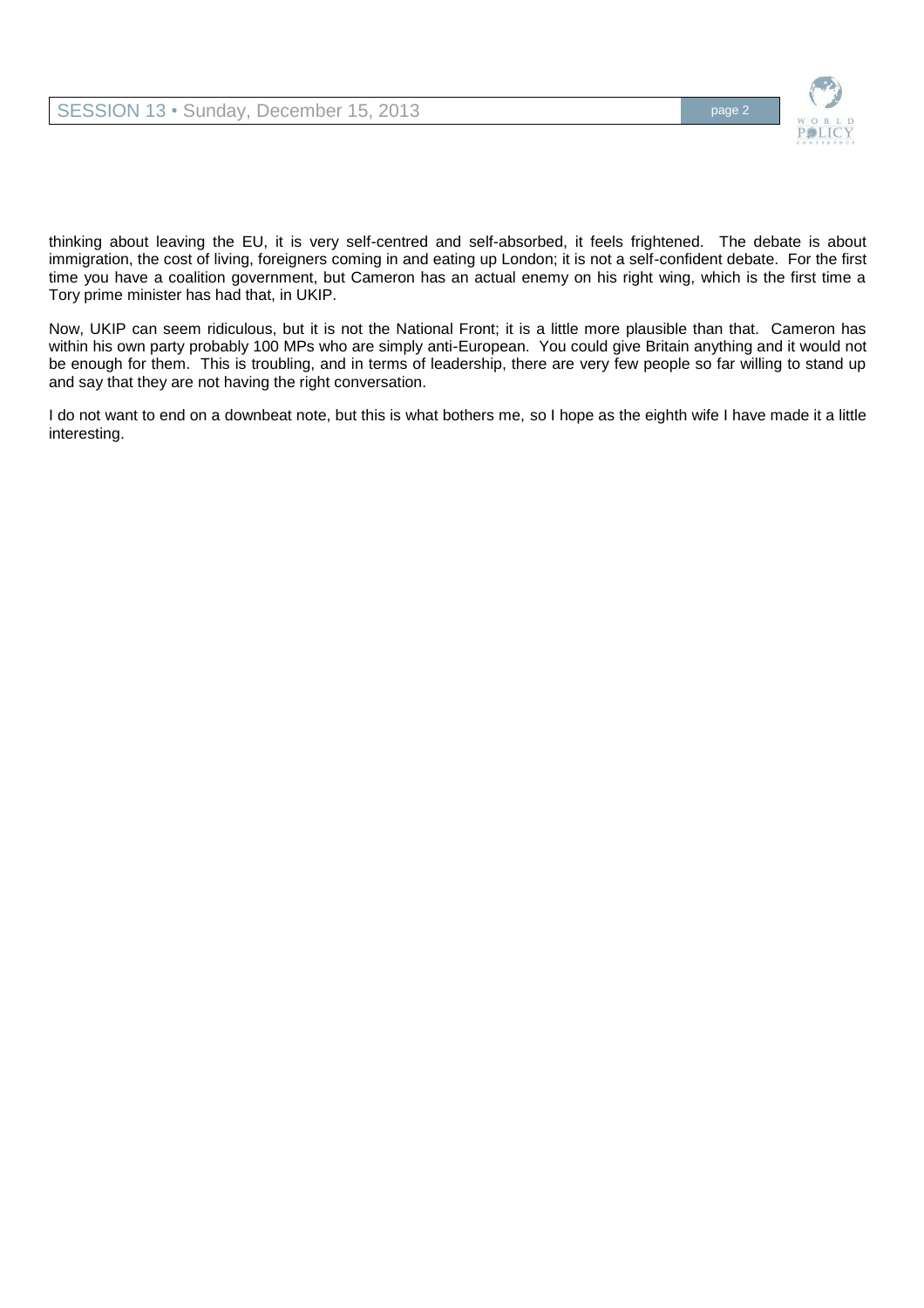thinking about leaving the EU, it is very self-centred and self-absorbed, it feels frightened. The debate is about immigration, the cost of living, foreigners coming in and eating up London; it is not a self-confident debate. For the first time you have a coalition government, but Cameron has an actual enemy on his right wing, which is the first time a Tory prime minister has had that, in UKIP.

Now, UKIP can seem ridiculous, but it is not the National Front; it is a little more plausible than that. Cameron has within his own party probably 100 MPs who are simply anti-European. You could give Britain anything and it would not be enough for them. This is troubling, and in terms of leadership, there are very few people so far willing to stand up and say that they are not having the right conversation.

I do not want to end on a downbeat note, but this is what bothers me, so I hope as the eighth wife I have made it a little interesting.